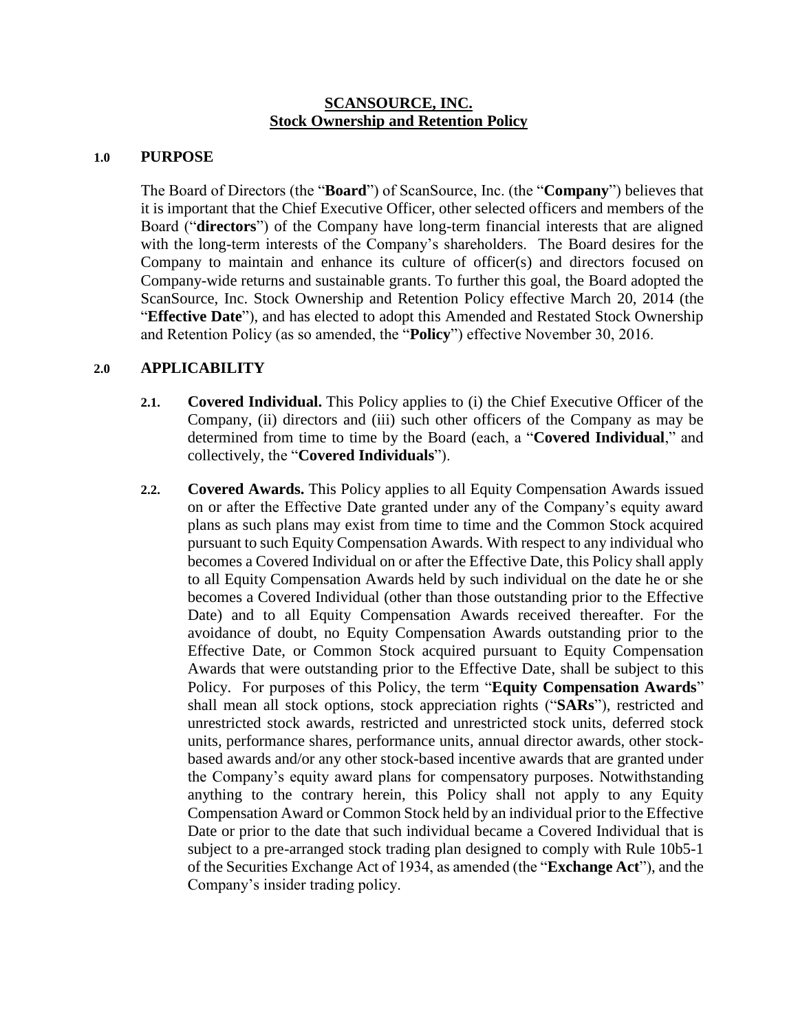# SCANSOURCE, INC.
## Stock Ownership and Retention Policy

### 1.0 PURPOSE

The Board of Directors (the "**Board**") of ScanSource, Inc. (the "**Company**") believes that it is important that the Chief Executive Officer, other selected officers and members of the Board ("**directors**") of the Company have long-term financial interests that are aligned with the long-term interests of the Company's shareholders. The Board desires for the Company to maintain and enhance its culture of officer(s) and directors focused on Company-wide returns and sustainable grants. To further this goal, the Board adopted the ScanSource, Inc. Stock Ownership and Retention Policy effective March 20, 2014 (the "**Effective Date**"), and has elected to adopt this Amended and Restated Stock Ownership and Retention Policy (as so amended, the "**Policy**") effective November 30, 2016.

### 2.0 APPLICABILITY

**2.1. Covered Individual.** This Policy applies to (i) the Chief Executive Officer of the Company, (ii) directors and (iii) such other officers of the Company as may be determined from time to time by the Board (each, a "**Covered Individual**," and collectively, the "**Covered Individuals**").

**2.2. Covered Awards.** This Policy applies to all Equity Compensation Awards issued on or after the Effective Date granted under any of the Company's equity award plans as such plans may exist from time to time and the Common Stock acquired pursuant to such Equity Compensation Awards. With respect to any individual who becomes a Covered Individual on or after the Effective Date, this Policy shall apply to all Equity Compensation Awards held by such individual on the date he or she becomes a Covered Individual (other than those outstanding prior to the Effective Date) and to all Equity Compensation Awards received thereafter. For the avoidance of doubt, no Equity Compensation Awards outstanding prior to the Effective Date, or Common Stock acquired pursuant to Equity Compensation Awards that were outstanding prior to the Effective Date, shall be subject to this Policy. For purposes of this Policy, the term "**Equity Compensation Awards**" shall mean all stock options, stock appreciation rights ("**SARs**"), restricted and unrestricted stock awards, restricted and unrestricted stock units, deferred stock units, performance shares, performance units, annual director awards, other stock-based awards and/or any other stock-based incentive awards that are granted under the Company's equity award plans for compensatory purposes. Notwithstanding anything to the contrary herein, this Policy shall not apply to any Equity Compensation Award or Common Stock held by an individual prior to the Effective Date or prior to the date that such individual became a Covered Individual that is subject to a pre-arranged stock trading plan designed to comply with Rule 10b5-1 of the Securities Exchange Act of 1934, as amended (the "**Exchange Act**"), and the Company's insider trading policy.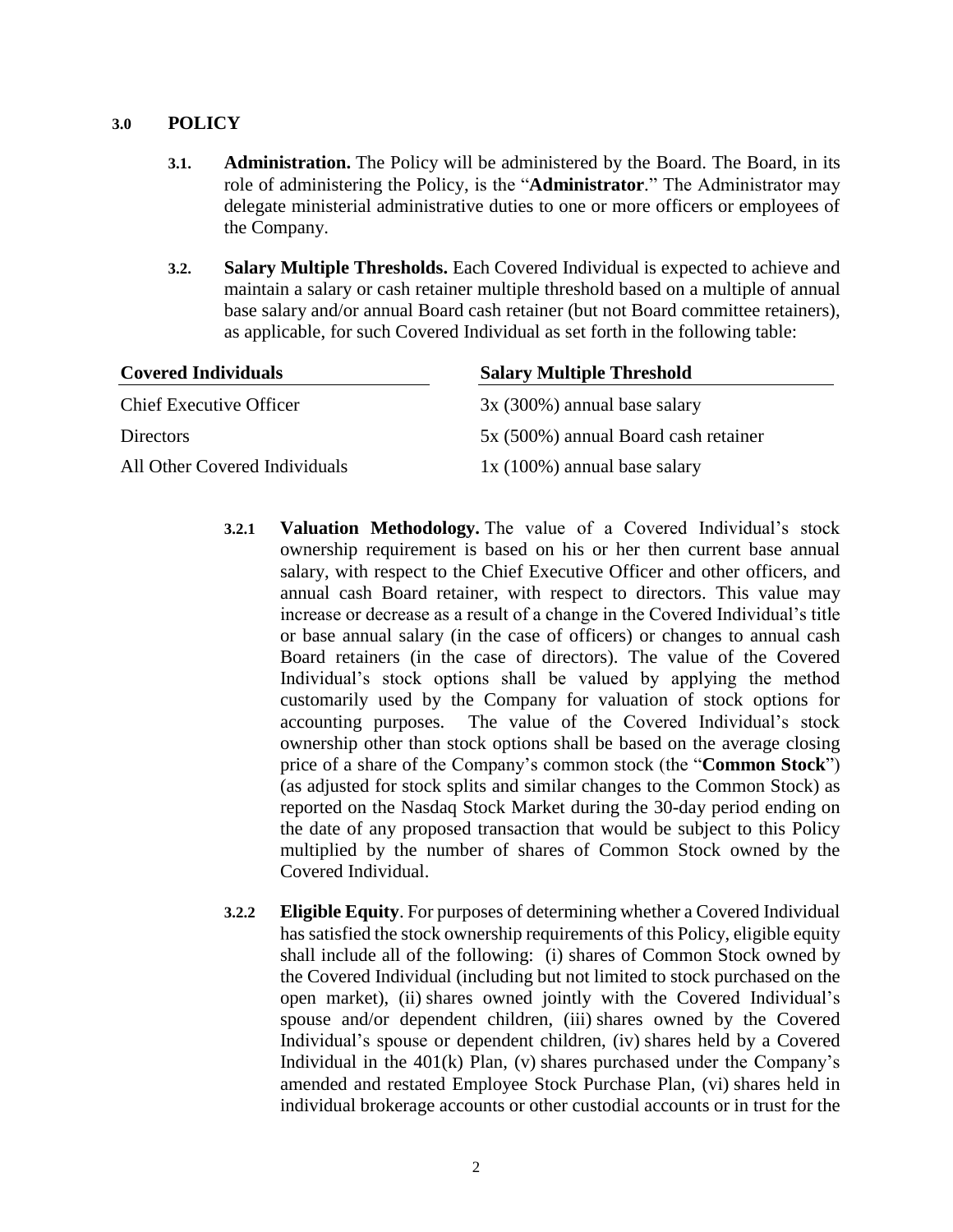## 3.0 POLICY

**3.1. Administration.** The Policy will be administered by the Board. The Board, in its role of administering the Policy, is the "**Administrator**." The Administrator may delegate ministerial administrative duties to one or more officers or employees of the Company.

**3.2. Salary Multiple Thresholds.** Each Covered Individual is expected to achieve and maintain a salary or cash retainer multiple threshold based on a multiple of annual base salary and/or annual Board cash retainer (but not Board committee retainers), as applicable, for such Covered Individual as set forth in the following table:

| Covered Individuals | Salary Multiple Threshold |
| --- | --- |
| Chief Executive Officer | 3x (300%) annual base salary |
| Directors | 5x (500%) annual Board cash retainer |
| All Other Covered Individuals | 1x (100%) annual base salary |

**3.2.1 Valuation Methodology.** The value of a Covered Individual's stock ownership requirement is based on his or her then current base annual salary, with respect to the Chief Executive Officer and other officers, and annual cash Board retainer, with respect to directors. This value may increase or decrease as a result of a change in the Covered Individual's title or base annual salary (in the case of officers) or changes to annual cash Board retainers (in the case of directors). The value of the Covered Individual's stock options shall be valued by applying the method customarily used by the Company for valuation of stock options for accounting purposes. The value of the Covered Individual's stock ownership other than stock options shall be based on the average closing price of a share of the Company's common stock (the "**Common Stock**") (as adjusted for stock splits and similar changes to the Common Stock) as reported on the Nasdaq Stock Market during the 30-day period ending on the date of any proposed transaction that would be subject to this Policy multiplied by the number of shares of Common Stock owned by the Covered Individual.

**3.2.2 Eligible Equity**. For purposes of determining whether a Covered Individual has satisfied the stock ownership requirements of this Policy, eligible equity shall include all of the following: (i) shares of Common Stock owned by the Covered Individual (including but not limited to stock purchased on the open market), (ii) shares owned jointly with the Covered Individual's spouse and/or dependent children, (iii) shares owned by the Covered Individual's spouse or dependent children, (iv) shares held by a Covered Individual in the 401(k) Plan, (v) shares purchased under the Company's amended and restated Employee Stock Purchase Plan, (vi) shares held in individual brokerage accounts or other custodial accounts or in trust for the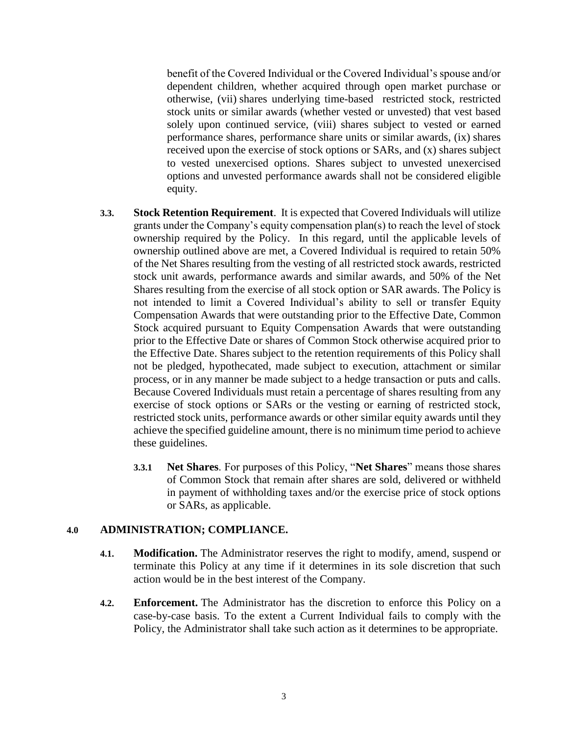benefit of the Covered Individual or the Covered Individual's spouse and/or dependent children, whether acquired through open market purchase or otherwise, (vii) shares underlying time-based restricted stock, restricted stock units or similar awards (whether vested or unvested) that vest based solely upon continued service, (viii) shares subject to vested or earned performance shares, performance share units or similar awards, (ix) shares received upon the exercise of stock options or SARs, and (x) shares subject to vested unexercised options. Shares subject to unvested unexercised options and unvested performance awards shall not be considered eligible equity.

**3.3. Stock Retention Requirement**. It is expected that Covered Individuals will utilize grants under the Company's equity compensation plan(s) to reach the level of stock ownership required by the Policy. In this regard, until the applicable levels of ownership outlined above are met, a Covered Individual is required to retain 50% of the Net Shares resulting from the vesting of all restricted stock awards, restricted stock unit awards, performance awards and similar awards, and 50% of the Net Shares resulting from the exercise of all stock option or SAR awards. The Policy is not intended to limit a Covered Individual's ability to sell or transfer Equity Compensation Awards that were outstanding prior to the Effective Date, Common Stock acquired pursuant to Equity Compensation Awards that were outstanding prior to the Effective Date or shares of Common Stock otherwise acquired prior to the Effective Date. Shares subject to the retention requirements of this Policy shall not be pledged, hypothecated, made subject to execution, attachment or similar process, or in any manner be made subject to a hedge transaction or puts and calls. Because Covered Individuals must retain a percentage of shares resulting from any exercise of stock options or SARs or the vesting or earning of restricted stock, restricted stock units, performance awards or other similar equity awards until they achieve the specified guideline amount, there is no minimum time period to achieve these guidelines.

**3.3.1 Net Shares**. For purposes of this Policy, "**Net Shares**" means those shares of Common Stock that remain after shares are sold, delivered or withheld in payment of withholding taxes and/or the exercise price of stock options or SARs, as applicable.

## 4.0 ADMINISTRATION; COMPLIANCE.

**4.1. Modification.** The Administrator reserves the right to modify, amend, suspend or terminate this Policy at any time if it determines in its sole discretion that such action would be in the best interest of the Company.

**4.2. Enforcement.** The Administrator has the discretion to enforce this Policy on a case-by-case basis. To the extent a Current Individual fails to comply with the Policy, the Administrator shall take such action as it determines to be appropriate.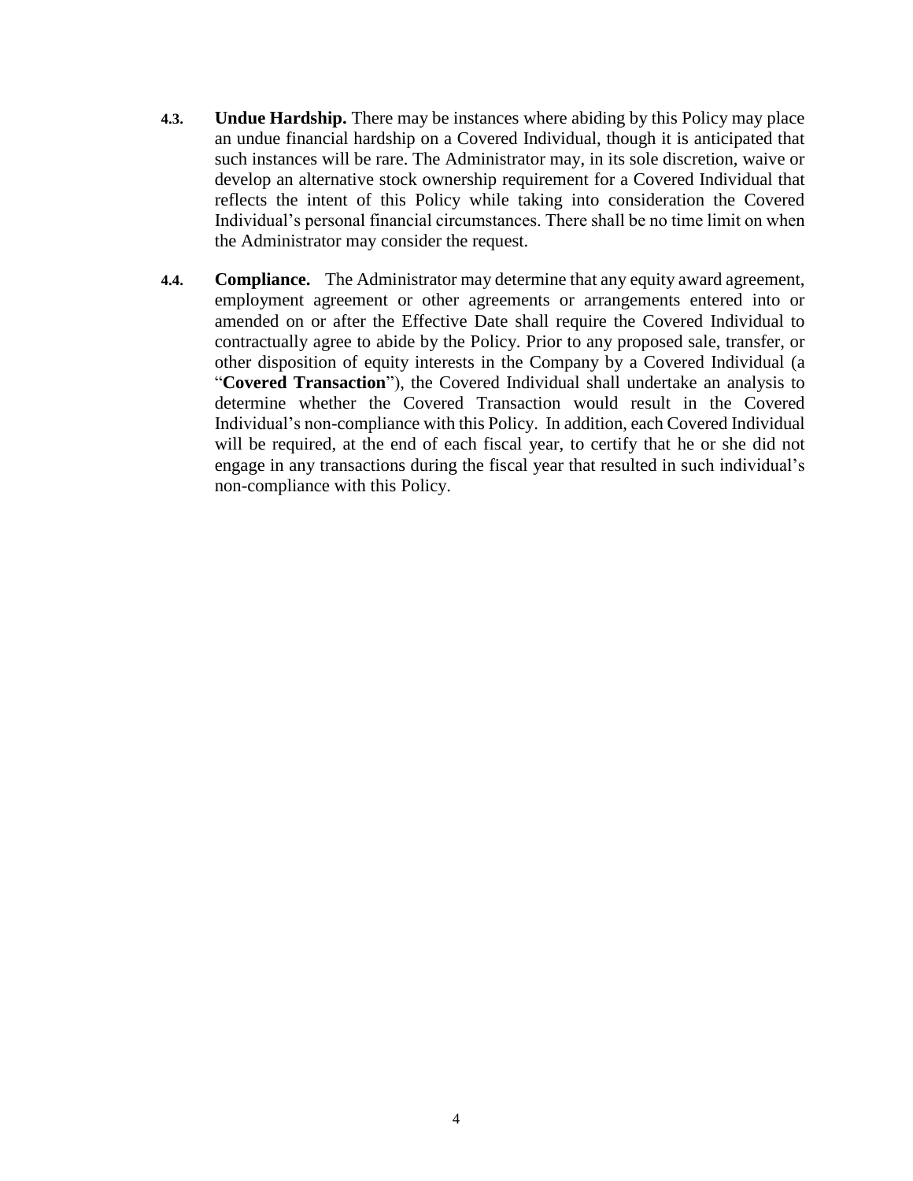**4.3.** **Undue Hardship.** There may be instances where abiding by this Policy may place an undue financial hardship on a Covered Individual, though it is anticipated that such instances will be rare. The Administrator may, in its sole discretion, waive or develop an alternative stock ownership requirement for a Covered Individual that reflects the intent of this Policy while taking into consideration the Covered Individual's personal financial circumstances. There shall be no time limit on when the Administrator may consider the request.

**4.4.** **Compliance.** The Administrator may determine that any equity award agreement, employment agreement or other agreements or arrangements entered into or amended on or after the Effective Date shall require the Covered Individual to contractually agree to abide by the Policy. Prior to any proposed sale, transfer, or other disposition of equity interests in the Company by a Covered Individual (a "**Covered Transaction**"), the Covered Individual shall undertake an analysis to determine whether the Covered Transaction would result in the Covered Individual's non-compliance with this Policy. In addition, each Covered Individual will be required, at the end of each fiscal year, to certify that he or she did not engage in any transactions during the fiscal year that resulted in such individual's non-compliance with this Policy.